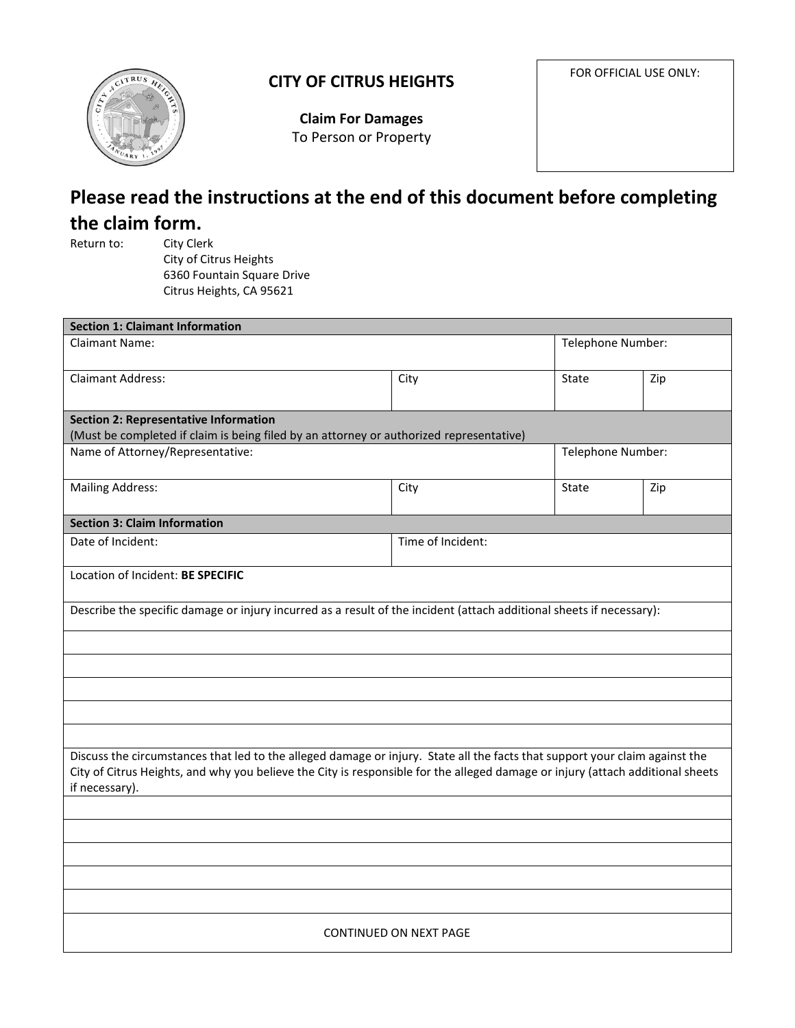# CITY OF CITRUS HEIGHTS

**Claim For Damages**
To Person or Property

FOR OFFICIAL USE ONLY:

## Please read the instructions at the end of this document before completing the claim form.

Return to: City Clerk
City of Citrus Heights
6360 Fountain Square Drive
Citrus Heights, CA 95621

| **Section 1: Claimant Information** | | | |
|---|---|---|---|
| Claimant Name: | | Telephone Number: | |
| Claimant Address: | City | State | Zip |
| **Section 2: Representative Information** (Must be completed if claim is being filed by an attorney or authorized representative) | | | |
| Name of Attorney/Representative: | | Telephone Number: | |
| Mailing Address: | City | State | Zip |
| **Section 3: Claim Information** | | | |
| Date of Incident: | Time of Incident: | | |
| Location of Incident: **BE SPECIFIC** | | | |
| Describe the specific damage or injury incurred as a result of the incident (attach additional sheets if necessary): | | | |
| | | | |
| | | | |
| | | | |
| | | | |
| | | | |
| Discuss the circumstances that led to the alleged damage or injury. State all the facts that support your claim against the City of Citrus Heights, and why you believe the City is responsible for the alleged damage or injury (attach additional sheets if necessary). | | | |
| | | | |
| | | | |
| | | | |
| | | | |
| | | | |
| CONTINUED ON NEXT PAGE | | | |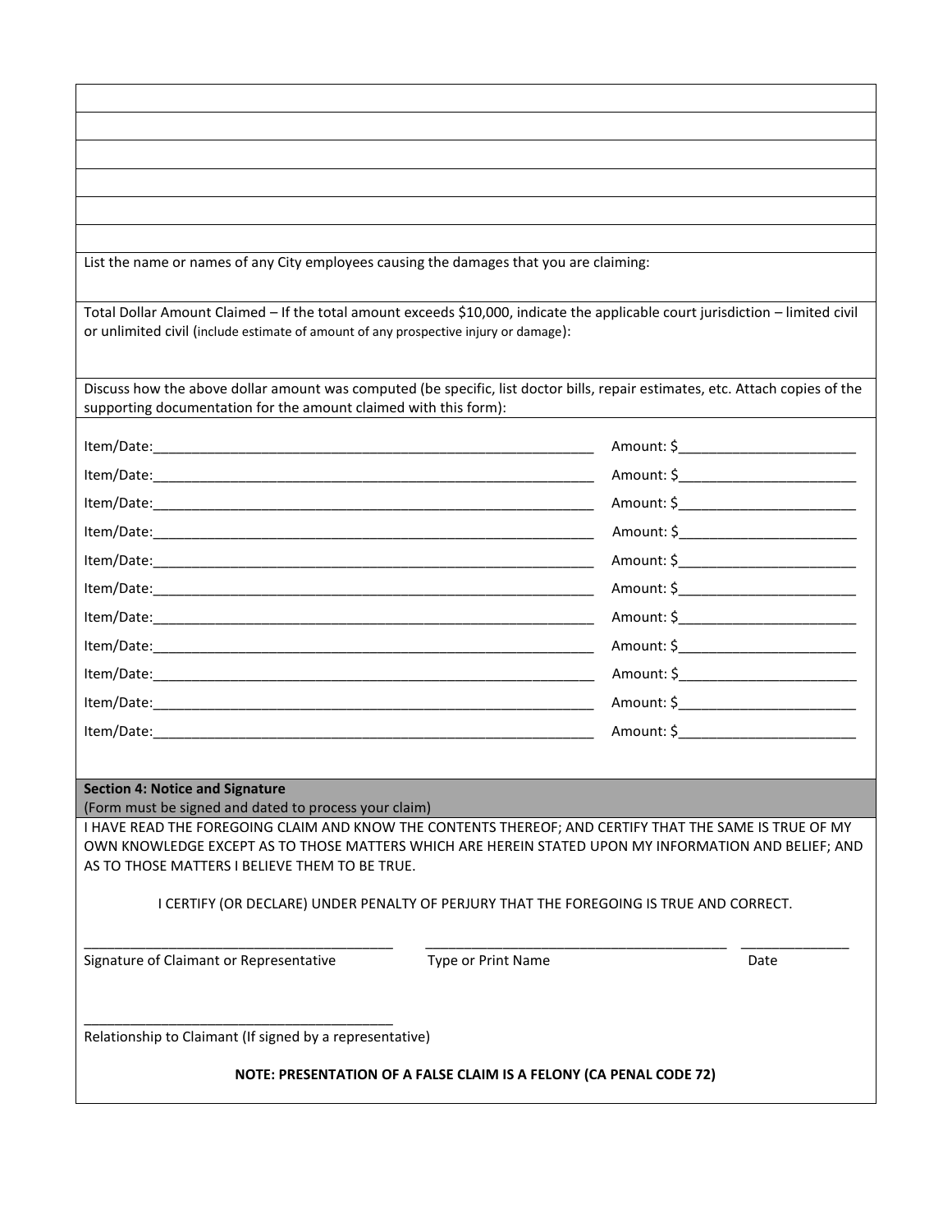List the name or names of any City employees causing the damages that you are claiming:

Total Dollar Amount Claimed – If the total amount exceeds $10,000, indicate the applicable court jurisdiction – limited civil or unlimited civil (include estimate of amount of any prospective injury or damage):

Discuss how the above dollar amount was computed (be specific, list doctor bills, repair estimates, etc. Attach copies of the supporting documentation for the amount claimed with this form):

Item/Date:____________________________________________________________ Amount: $_______________________

Item/Date:____________________________________________________________ Amount: $_______________________

Item/Date:____________________________________________________________ Amount: $_______________________

Item/Date:____________________________________________________________ Amount: $_______________________

Item/Date:____________________________________________________________ Amount: $_______________________

Item/Date:____________________________________________________________ Amount: $_______________________

Item/Date:____________________________________________________________ Amount: $_______________________

Item/Date:____________________________________________________________ Amount: $_______________________

Item/Date:____________________________________________________________ Amount: $_______________________

Item/Date:____________________________________________________________ Amount: $_______________________

Item/Date:____________________________________________________________ Amount: $_______________________

**Section 4: Notice and Signature**
(Form must be signed and dated to process your claim)

I HAVE READ THE FOREGOING CLAIM AND KNOW THE CONTENTS THEREOF; AND CERTIFY THAT THE SAME IS TRUE OF MY OWN KNOWLEDGE EXCEPT AS TO THOSE MATTERS WHICH ARE HEREIN STATED UPON MY INFORMATION AND BELIEF; AND AS TO THOSE MATTERS I BELIEVE THEM TO BE TRUE.

I CERTIFY (OR DECLARE) UNDER PENALTY OF PERJURY THAT THE FOREGOING IS TRUE AND CORRECT.

__________________________________________ __________________________________________ ______________
Signature of Claimant or Representative Type or Print Name Date

__________________________________________
Relationship to Claimant (If signed by a representative)

**NOTE: PRESENTATION OF A FALSE CLAIM IS A FELONY (CA PENAL CODE 72)**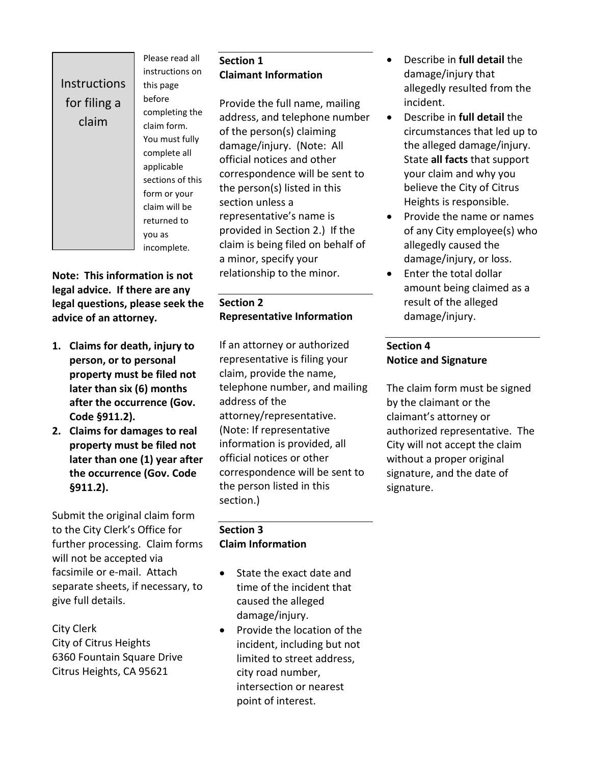# Instructions for filing a claim

Please read all instructions on this page before completing the claim form. You must fully complete all applicable sections of this form or your claim will be returned to you as incomplete.

**Note: This information is not legal advice. If there are any legal questions, please seek the advice of an attorney.**

1. **Claims for death, injury to person, or to personal property must be filed not later than six (6) months after the occurrence (Gov. Code §911.2).**
2. **Claims for damages to real property must be filed not later than one (1) year after the occurrence (Gov. Code §911.2).**

Submit the original claim form to the City Clerk's Office for further processing. Claim forms will not be accepted via facsimile or e-mail. Attach separate sheets, if necessary, to give full details.

City Clerk
City of Citrus Heights
6360 Fountain Square Drive
Citrus Heights, CA 95621

## Section 1 Claimant Information

Provide the full name, mailing address, and telephone number of the person(s) claiming damage/injury. (Note: All official notices and other correspondence will be sent to the person(s) listed in this section unless a representative's name is provided in Section 2.) If the claim is being filed on behalf of a minor, specify your relationship to the minor.

## Section 2 Representative Information

If an attorney or authorized representative is filing your claim, provide the name, telephone number, and mailing address of the attorney/representative. (Note: If representative information is provided, all official notices or other correspondence will be sent to the person listed in this section.)

## Section 3 Claim Information

- State the exact date and time of the incident that caused the alleged damage/injury.
- Provide the location of the incident, including but not limited to street address, city road number, intersection or nearest point of interest.
- Describe in **full detail** the damage/injury that allegedly resulted from the incident.
- Describe in **full detail** the circumstances that led up to the alleged damage/injury. State **all facts** that support your claim and why you believe the City of Citrus Heights is responsible.
- Provide the name or names of any City employee(s) who allegedly caused the damage/injury, or loss.
- Enter the total dollar amount being claimed as a result of the alleged damage/injury.

## Section 4 Notice and Signature

The claim form must be signed by the claimant or the claimant's attorney or authorized representative. The City will not accept the claim without a proper original signature, and the date of signature.